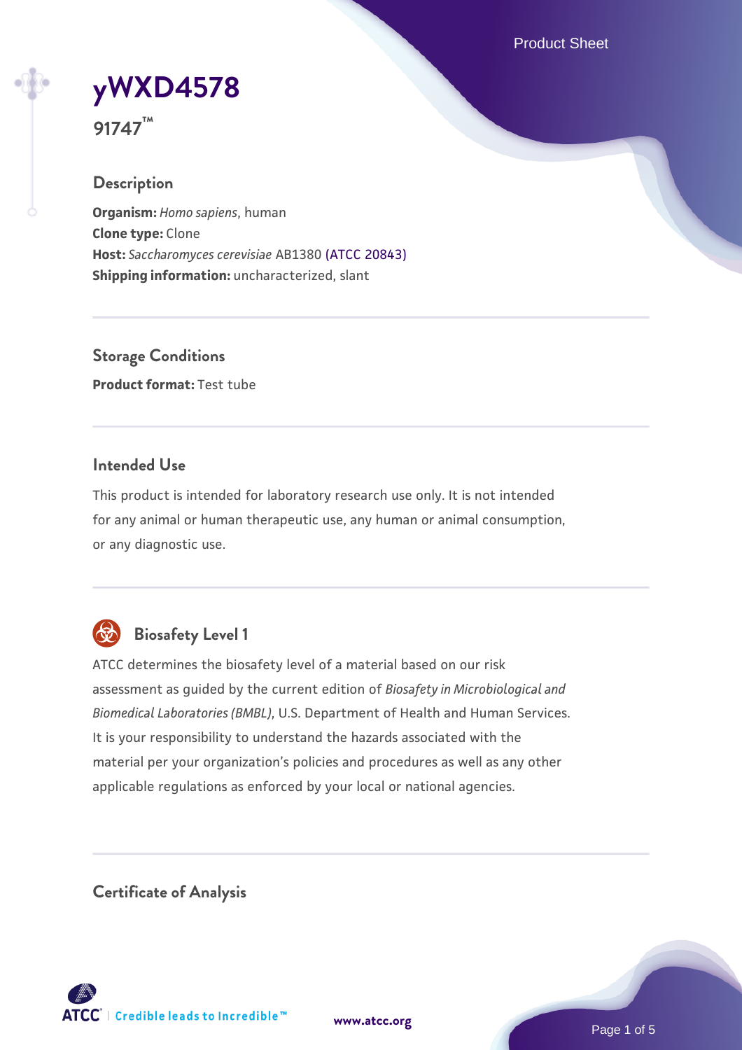# yWXD4578

**91747™**

## Description

**Organism:** *Homo sapiens*, human
**Clone type:** Clone
**Host:** *Saccharomyces cerevisiae* AB1380 (ATCC 20843)
**Shipping information:** uncharacterized, slant

## Storage Conditions

**Product format:** Test tube

## Intended Use

This product is intended for laboratory research use only. It is not intended for any animal or human therapeutic use, any human or animal consumption, or any diagnostic use.

## Biosafety Level 1

ATCC determines the biosafety level of a material based on our risk assessment as guided by the current edition of *Biosafety in Microbiological and Biomedical Laboratories (BMBL)*, U.S. Department of Health and Human Services. It is your responsibility to understand the hazards associated with the material per your organization's policies and procedures as well as any other applicable regulations as enforced by your local or national agencies.

## Certificate of Analysis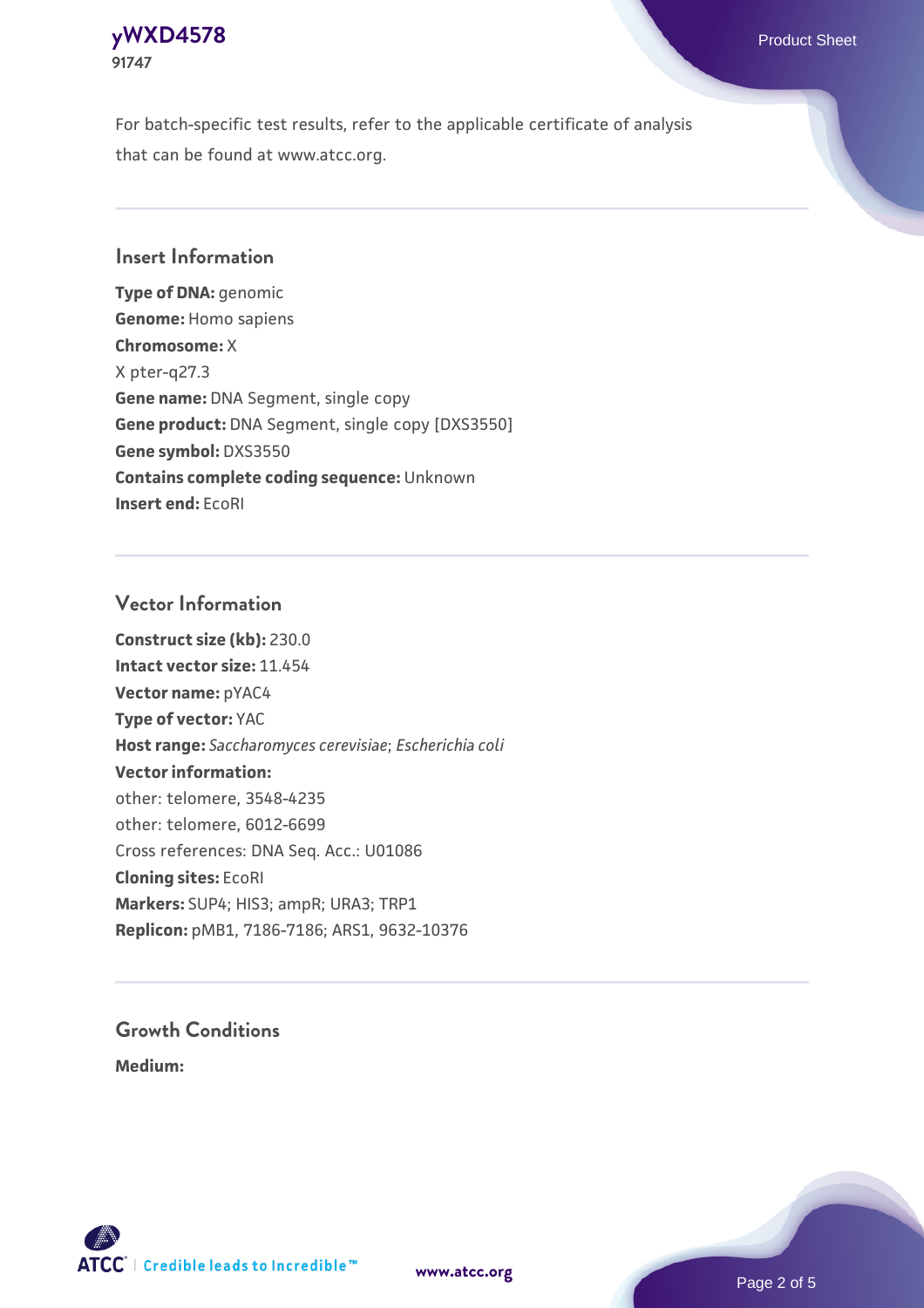For batch-specific test results, refer to the applicable certificate of analysis that can be found at www.atcc.org.

## Insert Information

**Type of DNA:** genomic
**Genome:** Homo sapiens
**Chromosome:** X
X pter-q27.3
**Gene name:** DNA Segment, single copy
**Gene product:** DNA Segment, single copy [DXS3550]
**Gene symbol:** DXS3550
**Contains complete coding sequence:** Unknown
**Insert end:** EcoRI

## Vector Information

**Construct size (kb):** 230.0
**Intact vector size:** 11.454
**Vector name:** pYAC4
**Type of vector:** YAC
**Host range:** *Saccharomyces cerevisiae*; *Escherichia coli*
**Vector information:**
other: telomere, 3548-4235
other: telomere, 6012-6699
Cross references: DNA Seq. Acc.: U01086
**Cloning sites:** EcoRI
**Markers:** SUP4; HIS3; ampR; URA3; TRP1
**Replicon:** pMB1, 7186-7186; ARS1, 9632-10376

## Growth Conditions

**Medium:**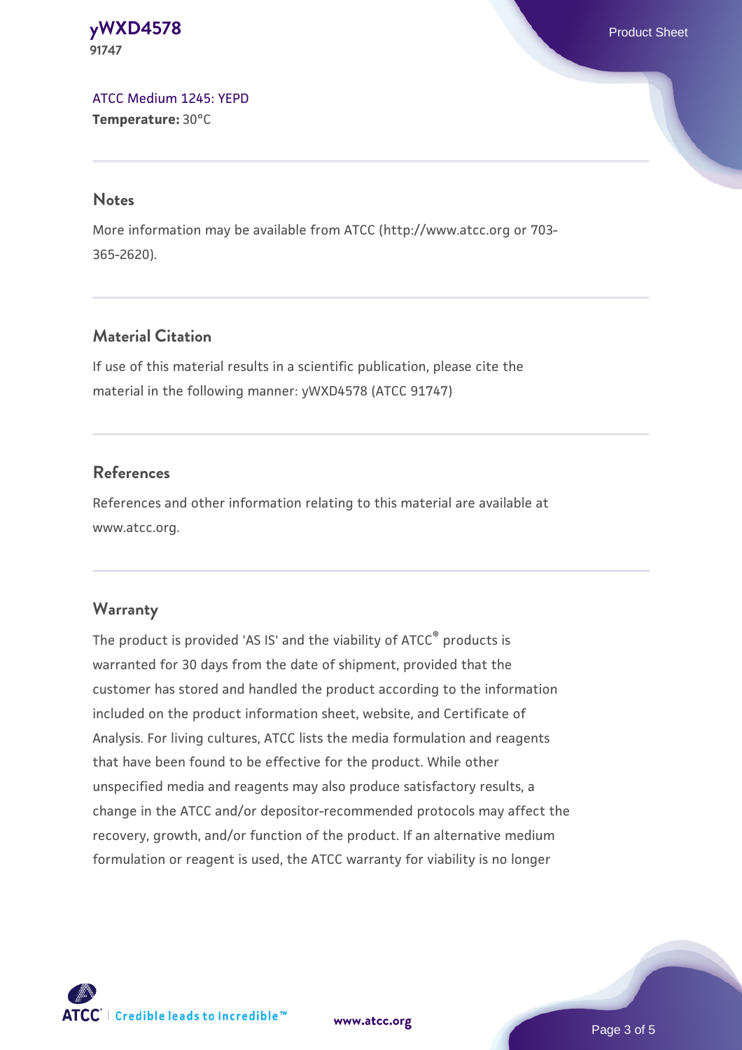ATCC Medium 1245: YEPD
**Temperature:** 30°C

## Notes

More information may be available from ATCC (http://www.atcc.org or 703-365-2620).

## Material Citation

If use of this material results in a scientific publication, please cite the material in the following manner: yWXD4578 (ATCC 91747)

## References

References and other information relating to this material are available at www.atcc.org.

## Warranty

The product is provided 'AS IS' and the viability of ATCC® products is warranted for 30 days from the date of shipment, provided that the customer has stored and handled the product according to the information included on the product information sheet, website, and Certificate of Analysis. For living cultures, ATCC lists the media formulation and reagents that have been found to be effective for the product. While other unspecified media and reagents may also produce satisfactory results, a change in the ATCC and/or depositor-recommended protocols may affect the recovery, growth, and/or function of the product. If an alternative medium formulation or reagent is used, the ATCC warranty for viability is no longer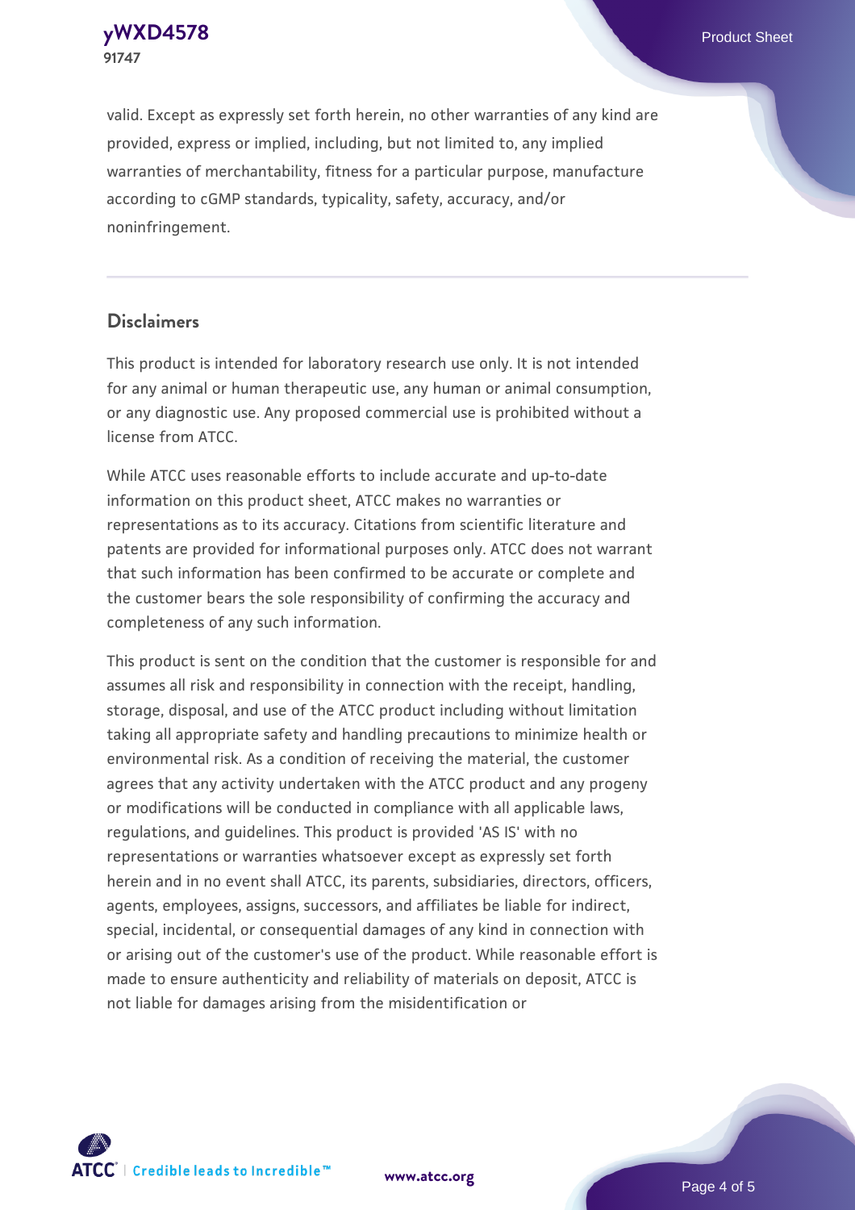valid. Except as expressly set forth herein, no other warranties of any kind are provided, express or implied, including, but not limited to, any implied warranties of merchantability, fitness for a particular purpose, manufacture according to cGMP standards, typicality, safety, accuracy, and/or noninfringement.

## Disclaimers

This product is intended for laboratory research use only. It is not intended for any animal or human therapeutic use, any human or animal consumption, or any diagnostic use. Any proposed commercial use is prohibited without a license from ATCC.

While ATCC uses reasonable efforts to include accurate and up-to-date information on this product sheet, ATCC makes no warranties or representations as to its accuracy. Citations from scientific literature and patents are provided for informational purposes only. ATCC does not warrant that such information has been confirmed to be accurate or complete and the customer bears the sole responsibility of confirming the accuracy and completeness of any such information.

This product is sent on the condition that the customer is responsible for and assumes all risk and responsibility in connection with the receipt, handling, storage, disposal, and use of the ATCC product including without limitation taking all appropriate safety and handling precautions to minimize health or environmental risk. As a condition of receiving the material, the customer agrees that any activity undertaken with the ATCC product and any progeny or modifications will be conducted in compliance with all applicable laws, regulations, and guidelines. This product is provided 'AS IS' with no representations or warranties whatsoever except as expressly set forth herein and in no event shall ATCC, its parents, subsidiaries, directors, officers, agents, employees, assigns, successors, and affiliates be liable for indirect, special, incidental, or consequential damages of any kind in connection with or arising out of the customer's use of the product. While reasonable effort is made to ensure authenticity and reliability of materials on deposit, ATCC is not liable for damages arising from the misidentification or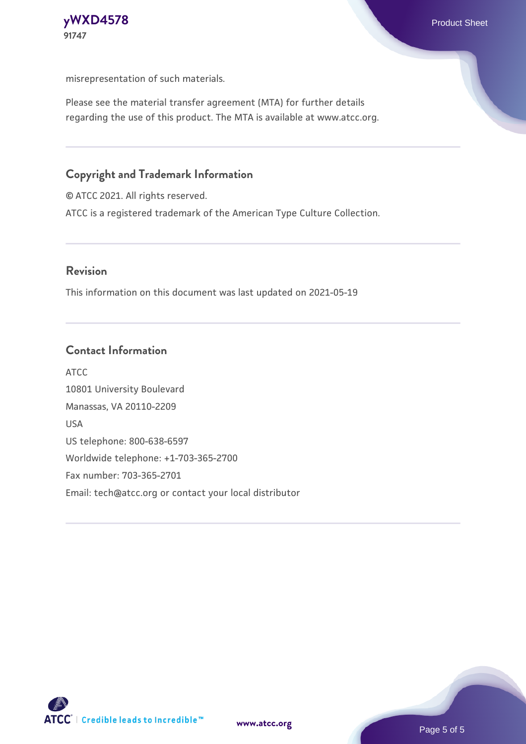misrepresentation of such materials.

Please see the material transfer agreement (MTA) for further details regarding the use of this product. The MTA is available at www.atcc.org.

## Copyright and Trademark Information

© ATCC 2021. All rights reserved.

ATCC is a registered trademark of the American Type Culture Collection.

## Revision

This information on this document was last updated on 2021-05-19

## Contact Information

ATCC
10801 University Boulevard
Manassas, VA 20110-2209
USA
US telephone: 800-638-6597
Worldwide telephone: +1-703-365-2700
Fax number: 703-365-2701
Email: tech@atcc.org or contact your local distributor